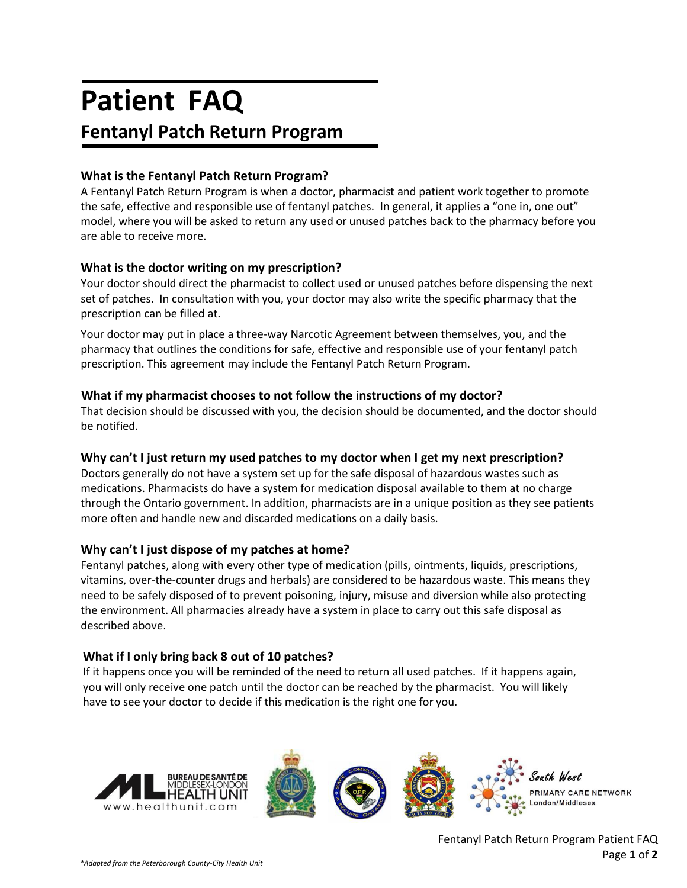# Patient FAQ

## Fentanyl Patch Return Program

### What is the Fentanyl Patch Return Program?

A Fentanyl Patch Return Program is when a doctor, pharmacist and patient work together to promote the safe, effective and responsible use of fentanyl patches. In general, it applies a "one in, one out" model, where you will be asked to return any used or unused patches back to the pharmacy before you are able to receive more.

### What is the doctor writing on my prescription?

Your doctor should direct the pharmacist to collect used or unused patches before dispensing the next set of patches. In consultation with you, your doctor may also write the specific pharmacy that the prescription can be filled at.

Your doctor may put in place a three-way Narcotic Agreement between themselves, you, and the pharmacy that outlines the conditions for safe, effective and responsible use of your fentanyl patch prescription. This agreement may include the Fentanyl Patch Return Program.

### What if my pharmacist chooses to not follow the instructions of my doctor?

That decision should be discussed with you, the decision should be documented, and the doctor should be notified.

### Why can't I just return my used patches to my doctor when I get my next prescription?

Doctors generally do not have a system set up for the safe disposal of hazardous wastes such as medications. Pharmacists do have a system for medication disposal available to them at no charge through the Ontario government. In addition, pharmacists are in a unique position as they see patients more often and handle new and discarded medications on a daily basis.

### Why can't I just dispose of my patches at home?

Fentanyl patches, along with every other type of medication (pills, ointments, liquids, prescriptions, vitamins, over-the-counter drugs and herbals) are considered to be hazardous waste. This means they need to be safely disposed of to prevent poisoning, injury, misuse and diversion while also protecting the environment. All pharmacies already have a system in place to carry out this safe disposal as described above.

### What if I only bring back 8 out of 10 patches?

If it happens once you will be reminded of the need to return all used patches. If it happens again, you will only receive one patch until the doctor can be reached by the pharmacist. You will likely have to see your doctor to decide if this medication is the right one for you.

BUREAU DE SANTÉ DE MIDDLESEX-LONDON HEALTH UNIT www.healthunit.com

South West PRIMARY CARE NETWORK London/Middlesex

*Adapted from the Peterborough County-City Health Unit*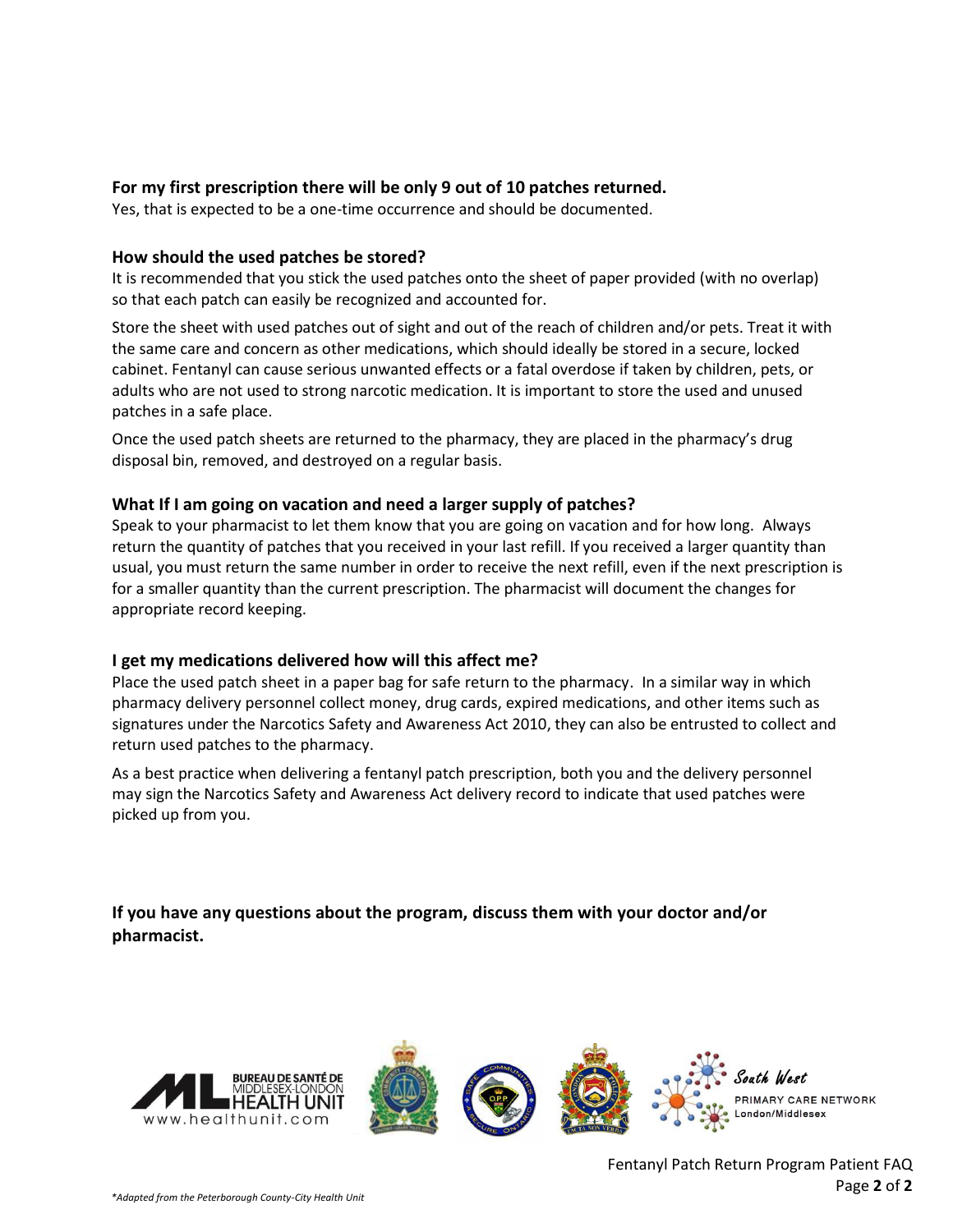### For my first prescription there will be only 9 out of 10 patches returned.

Yes, that is expected to be a one-time occurrence and should be documented.

### How should the used patches be stored?

It is recommended that you stick the used patches onto the sheet of paper provided (with no overlap) so that each patch can easily be recognized and accounted for.

Store the sheet with used patches out of sight and out of the reach of children and/or pets. Treat it with the same care and concern as other medications, which should ideally be stored in a secure, locked cabinet. Fentanyl can cause serious unwanted effects or a fatal overdose if taken by children, pets, or adults who are not used to strong narcotic medication. It is important to store the used and unused patches in a safe place.

Once the used patch sheets are returned to the pharmacy, they are placed in the pharmacy's drug disposal bin, removed, and destroyed on a regular basis.

### What If I am going on vacation and need a larger supply of patches?

Speak to your pharmacist to let them know that you are going on vacation and for how long. Always return the quantity of patches that you received in your last refill. If you received a larger quantity than usual, you must return the same number in order to receive the next refill, even if the next prescription is for a smaller quantity than the current prescription. The pharmacist will document the changes for appropriate record keeping.

### I get my medications delivered how will this affect me?

Place the used patch sheet in a paper bag for safe return to the pharmacy. In a similar way in which pharmacy delivery personnel collect money, drug cards, expired medications, and other items such as signatures under the Narcotics Safety and Awareness Act 2010, they can also be entrusted to collect and return used patches to the pharmacy.

As a best practice when delivering a fentanyl patch prescription, both you and the delivery personnel may sign the Narcotics Safety and Awareness Act delivery record to indicate that used patches were picked up from you.

**If you have any questions about the program, discuss them with your doctor and/or pharmacist.**

BUREAU DE SANTÉ DE MIDDLESEX-LONDON HEALTH UNIT
www.healthunit.com

South West PRIMARY CARE NETWORK London/Middlesex

*\*Adapted from the Peterborough County-City Health Unit*